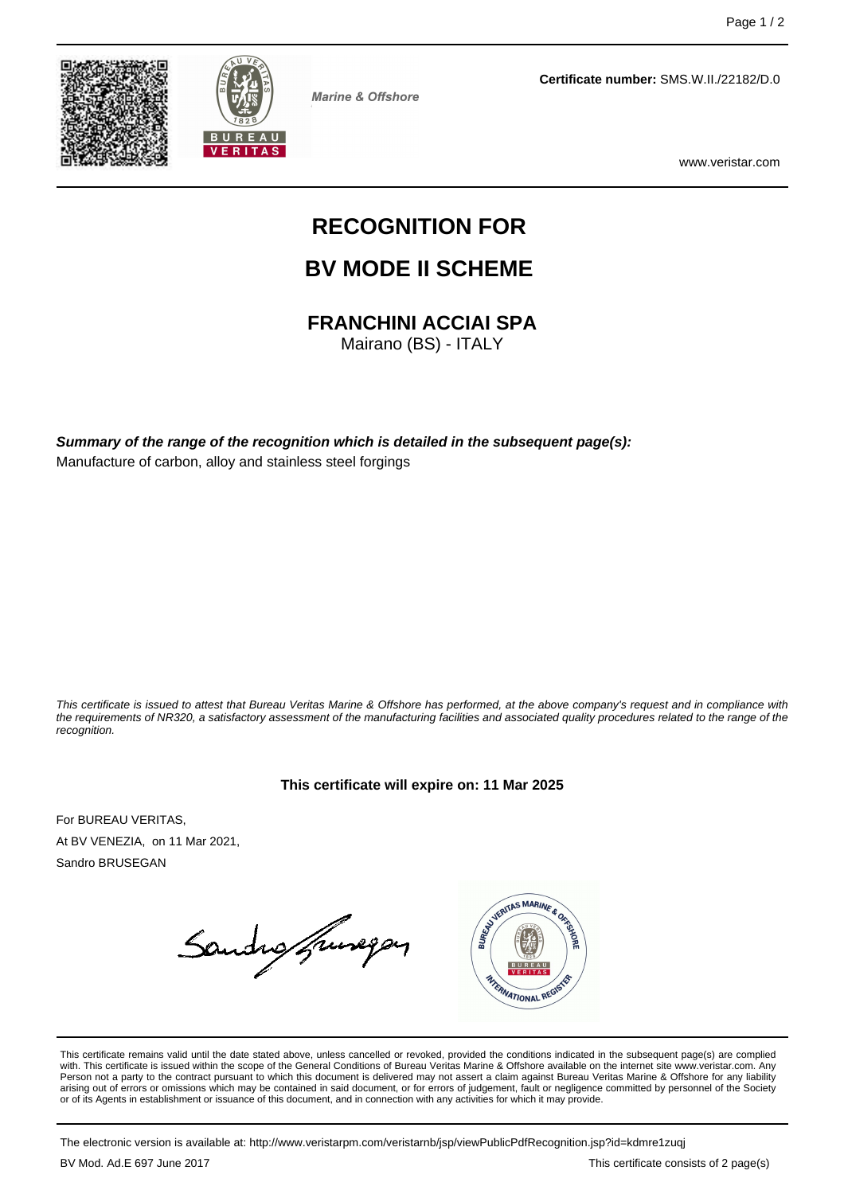Marine & Offshore

**Certificate number:** SMS.W.II./22182/D.0

www.veristar.com

# RECOGNITION FOR

# BV MODE II SCHEME

## FRANCHINI ACCIAI SPA

Mairano (BS) - ITALY

***Summary of the range of the recognition which is detailed in the subsequent page(s):***

Manufacture of carbon, alloy and stainless steel forgings

*This certificate is issued to attest that Bureau Veritas Marine & Offshore has performed, at the above company's request and in compliance with the requirements of NR320, a satisfactory assessment of the manufacturing facilities and associated quality procedures related to the range of the recognition.*

**This certificate will expire on: 11 Mar 2025**

For BUREAU VERITAS,

At BV VENEZIA, on 11 Mar 2021,

Sandro BRUSEGAN

This certificate remains valid until the date stated above, unless cancelled or revoked, provided the conditions indicated in the subsequent page(s) are complied with. This certificate is issued within the scope of the General Conditions of Bureau Veritas Marine & Offshore available on the internet site www.veristar.com. Any Person not a party to the contract pursuant to which this document is delivered may not assert a claim against Bureau Veritas Marine & Offshore for any liability arising out of errors or omissions which may be contained in said document, or for errors of judgement, fault or negligence committed by personnel of the Society or of its Agents in establishment or issuance of this document, and in connection with any activities for which it may provide.

The electronic version is available at: http://www.veristarpm.com/veristarnb/jsp/viewPublicPdfRecognition.jsp?id=kdmre1zuqj

BV Mod. Ad.E 697 June 2017

This certificate consists of 2 page(s)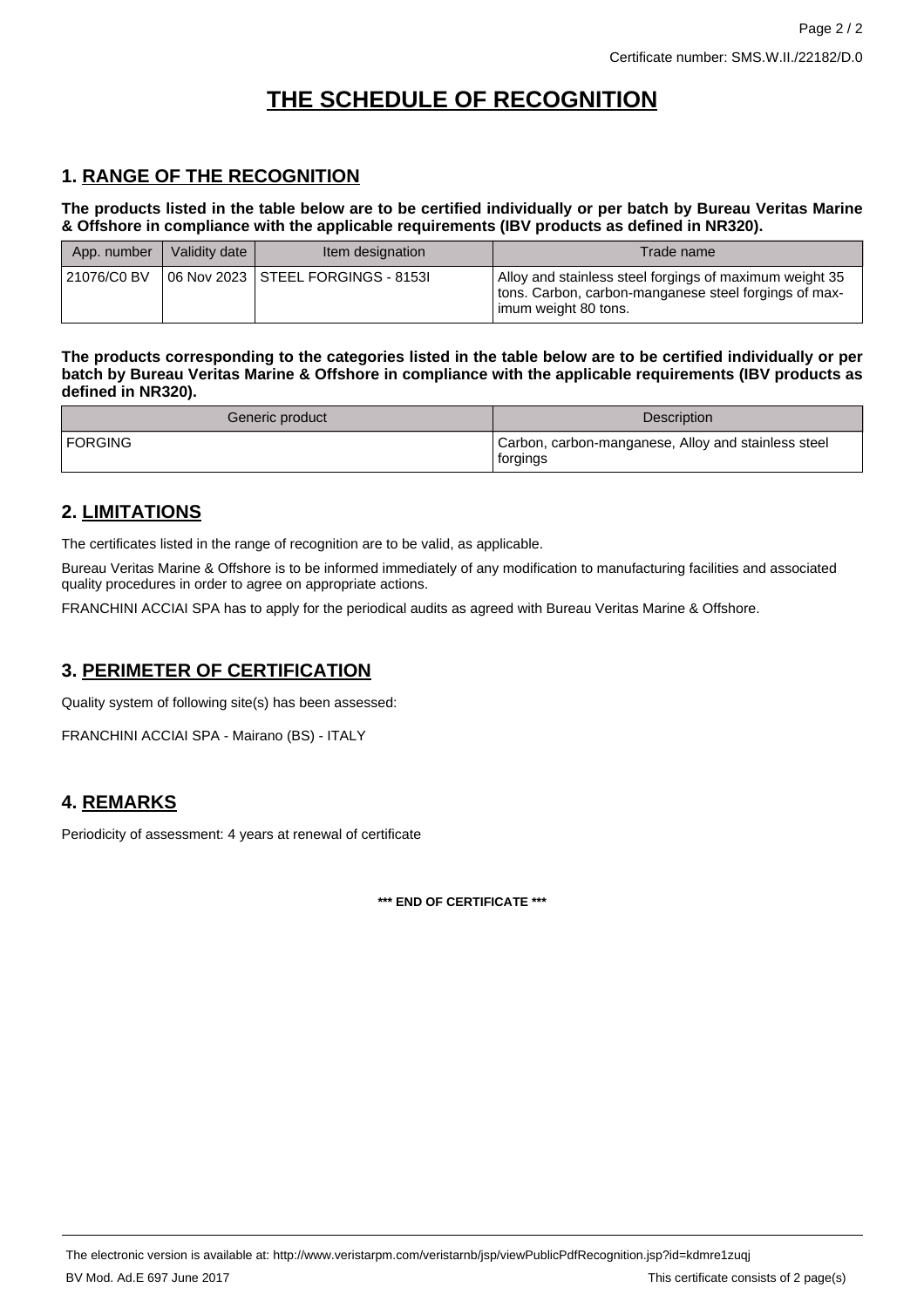Certificate number: SMS.W.II./22182/D.0

# THE SCHEDULE OF RECOGNITION

## 1. RANGE OF THE RECOGNITION

**The products listed in the table below are to be certified individually or per batch by Bureau Veritas Marine & Offshore in compliance with the applicable requirements (IBV products as defined in NR320).**

| App. number | Validity date | Item designation | Trade name |
|---|---|---|---|
| 21076/C0 BV | 06 Nov 2023 | STEEL FORGINGS - 8153I | Alloy and stainless steel forgings of maximum weight 35 tons. Carbon, carbon-manganese steel forgings of maximum weight 80 tons. |

**The products corresponding to the categories listed in the table below are to be certified individually or per batch by Bureau Veritas Marine & Offshore in compliance with the applicable requirements (IBV products as defined in NR320).**

| Generic product | Description |
|---|---|
| FORGING | Carbon, carbon-manganese, Alloy and stainless steel forgings |

## 2. LIMITATIONS

The certificates listed in the range of recognition are to be valid, as applicable.

Bureau Veritas Marine & Offshore is to be informed immediately of any modification to manufacturing facilities and associated quality procedures in order to agree on appropriate actions.

FRANCHINI ACCIAI SPA has to apply for the periodical audits as agreed with Bureau Veritas Marine & Offshore.

## 3. PERIMETER OF CERTIFICATION

Quality system of following site(s) has been assessed:

FRANCHINI ACCIAI SPA - Mairano (BS) - ITALY

## 4. REMARKS

Periodicity of assessment: 4 years at renewal of certificate

**\*\*\* END OF CERTIFICATE \*\*\***

The electronic version is available at: http://www.veristarpm.com/veristarnb/jsp/viewPublicPdfRecognition.jsp?id=kdmre1zuqj

BV Mod. Ad.E 697 June 2017

This certificate consists of 2 page(s)